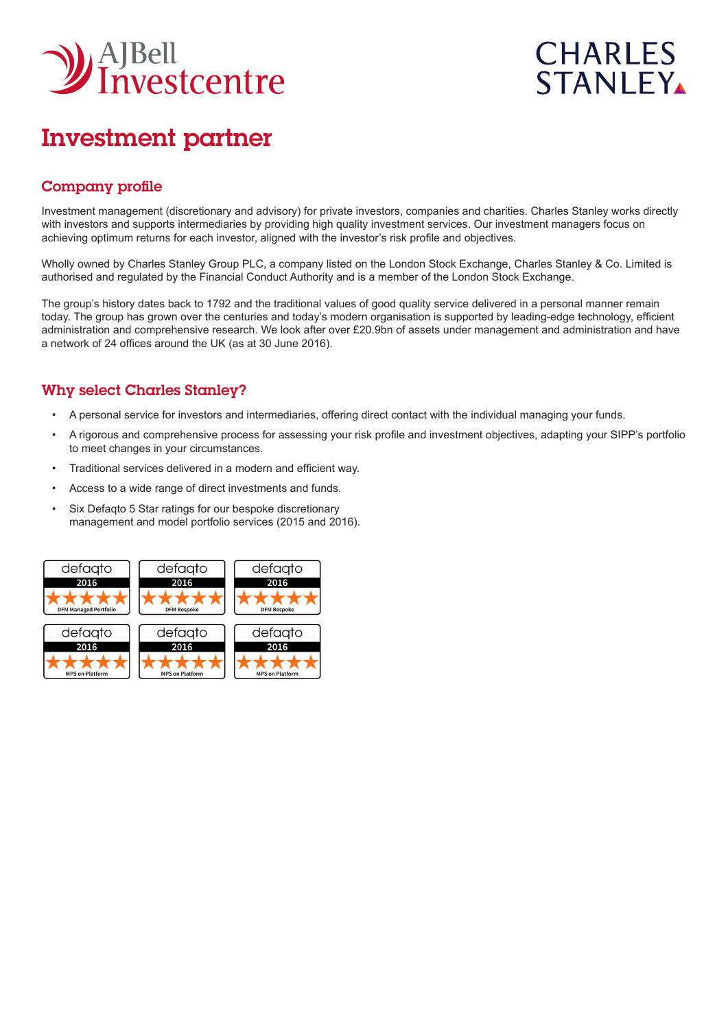# Investment partner

## Company profile

Investment management (discretionary and advisory) for private investors, companies and charities. Charles Stanley works directly with investors and supports intermediaries by providing high quality investment services. Our investment managers focus on achieving optimum returns for each investor, aligned with the investor's risk profile and objectives.

Wholly owned by Charles Stanley Group PLC, a company listed on the London Stock Exchange, Charles Stanley & Co. Limited is authorised and regulated by the Financial Conduct Authority and is a member of the London Stock Exchange.

The group's history dates back to 1792 and the traditional values of good quality service delivered in a personal manner remain today. The group has grown over the centuries and today's modern organisation is supported by leading-edge technology, efficient administration and comprehensive research. We look after over £20.9bn of assets under management and administration and have a network of 24 offices around the UK (as at 30 June 2016).

## Why select Charles Stanley?

- A personal service for investors and intermediaries, offering direct contact with the individual managing your funds.
- A rigorous and comprehensive process for assessing your risk profile and investment objectives, adapting your SIPP's portfolio to meet changes in your circumstances.
- Traditional services delivered in a modern and efficient way.
- Access to a wide range of direct investments and funds.
- Six Defaqto 5 Star ratings for our bespoke discretionary management and model portfolio services (2015 and 2016).

defaqto 2016 ★★★★★ DFM Managed Portfolio

defaqto 2016 ★★★★★ DFM Bespoke

defaqto 2016 ★★★★★ DFM Bespoke

defaqto 2016 ★★★★★ MPS on Platform

defaqto 2016 ★★★★★ MPS on Platform

defaqto 2016 ★★★★★ MPS on Platform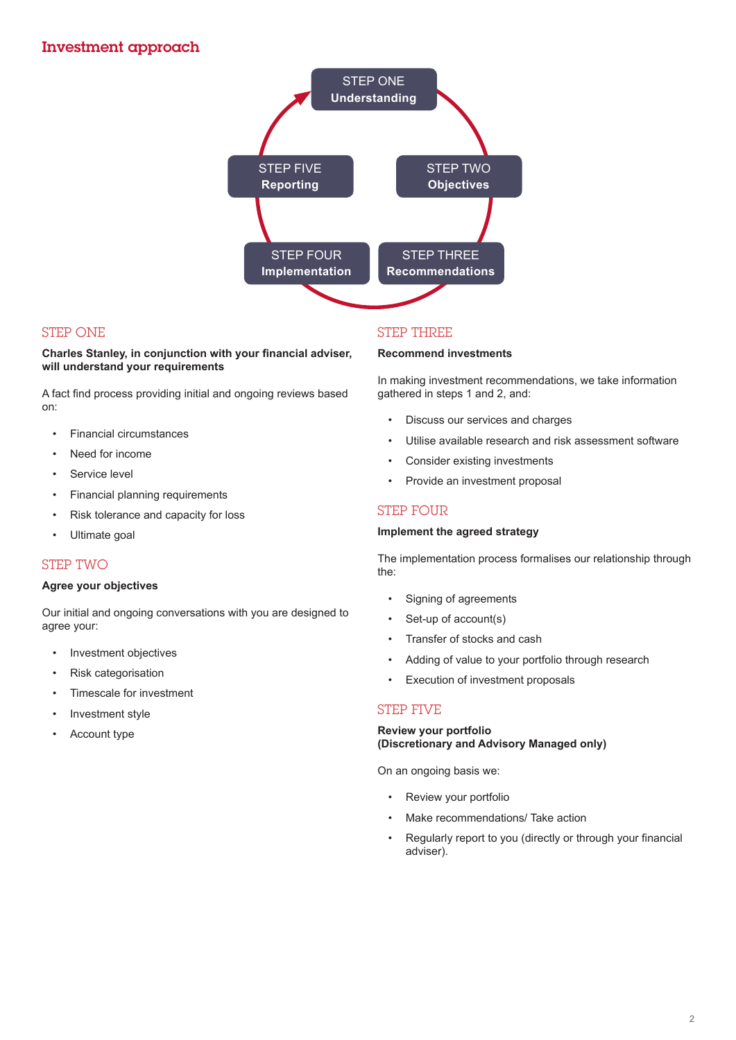# Investment approach

STEP ONE
**Understanding**

STEP TWO
**Objectives**

STEP THREE
**Recommendations**

STEP FOUR
**Implementation**

STEP FIVE
**Reporting**

## STEP ONE

**Charles Stanley, in conjunction with your financial adviser, will understand your requirements**

A fact find process providing initial and ongoing reviews based on:

- Financial circumstances
- Need for income
- Service level
- Financial planning requirements
- Risk tolerance and capacity for loss
- Ultimate goal

## STEP TWO

**Agree your objectives**

Our initial and ongoing conversations with you are designed to agree your:

- Investment objectives
- Risk categorisation
- Timescale for investment
- Investment style
- Account type

## STEP THREE

**Recommend investments**

In making investment recommendations, we take information gathered in steps 1 and 2, and:

- Discuss our services and charges
- Utilise available research and risk assessment software
- Consider existing investments
- Provide an investment proposal

## STEP FOUR

**Implement the agreed strategy**

The implementation process formalises our relationship through the:

- Signing of agreements
- Set-up of account(s)
- Transfer of stocks and cash
- Adding of value to your portfolio through research
- Execution of investment proposals

## STEP FIVE

**Review your portfolio**
**(Discretionary and Advisory Managed only)**

On an ongoing basis we:

- Review your portfolio
- Make recommendations/ Take action
- Regularly report to you (directly or through your financial adviser).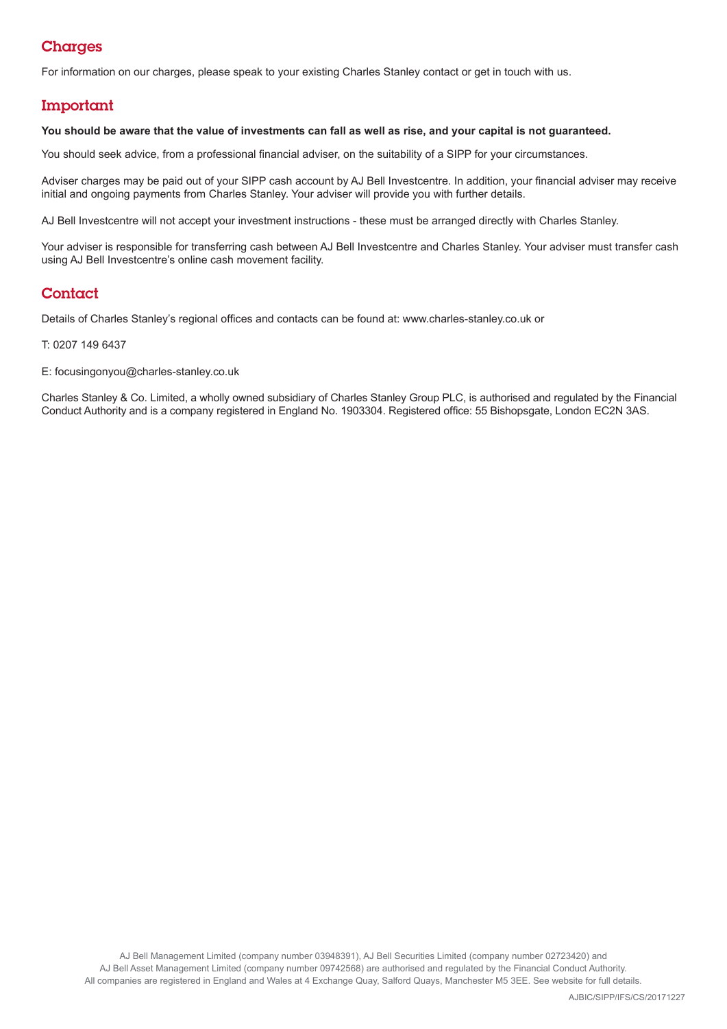## Charges

For information on our charges, please speak to your existing Charles Stanley contact or get in touch with us.

## Important

**You should be aware that the value of investments can fall as well as rise, and your capital is not guaranteed.**

You should seek advice, from a professional financial adviser, on the suitability of a SIPP for your circumstances.

Adviser charges may be paid out of your SIPP cash account by AJ Bell Investcentre. In addition, your financial adviser may receive initial and ongoing payments from Charles Stanley. Your adviser will provide you with further details.

AJ Bell Investcentre will not accept your investment instructions - these must be arranged directly with Charles Stanley.

Your adviser is responsible for transferring cash between AJ Bell Investcentre and Charles Stanley. Your adviser must transfer cash using AJ Bell Investcentre's online cash movement facility.

## Contact

Details of Charles Stanley's regional offices and contacts can be found at: www.charles-stanley.co.uk or

T: 0207 149 6437

E: focusingonyou@charles-stanley.co.uk

Charles Stanley & Co. Limited, a wholly owned subsidiary of Charles Stanley Group PLC, is authorised and regulated by the Financial Conduct Authority and is a company registered in England No. 1903304. Registered office: 55 Bishopsgate, London EC2N 3AS.

AJ Bell Management Limited (company number 03948391), AJ Bell Securities Limited (company number 02723420) and AJ Bell Asset Management Limited (company number 09742568) are authorised and regulated by the Financial Conduct Authority. All companies are registered in England and Wales at 4 Exchange Quay, Salford Quays, Manchester M5 3EE. See website for full details.

AJBIC/SIPP/IFS/CS/20171227